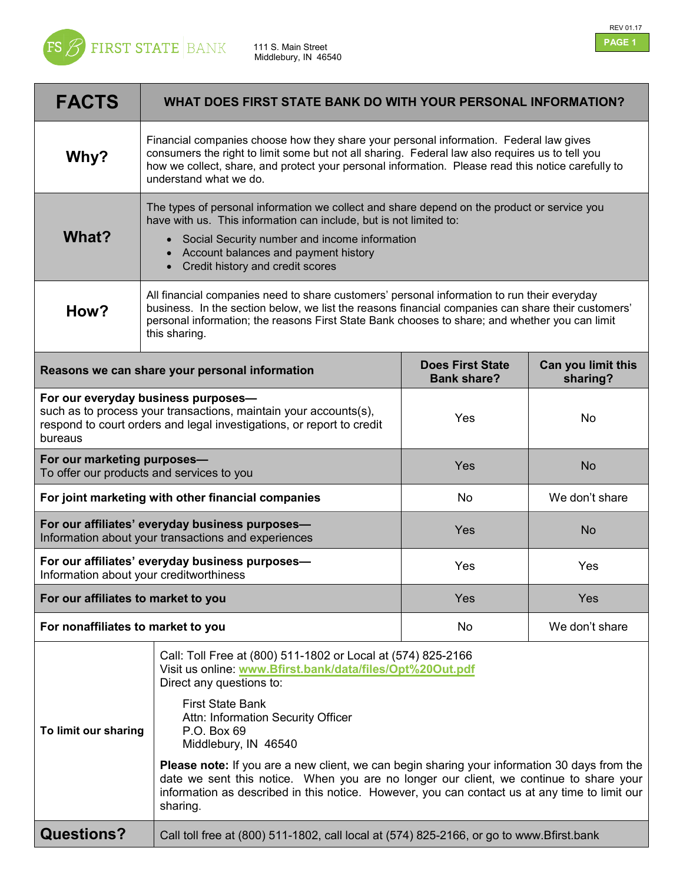FIRST STATE BANK

111 S. Main Street
Middlebury, IN 46540

REV 01.17

| FACTS | WHAT DOES FIRST STATE BANK DO WITH YOUR PERSONAL INFORMATION? |
|---|---|
| **Why?** | Financial companies choose how they share your personal information. Federal law gives consumers the right to limit some but not all sharing. Federal law also requires us to tell you how we collect, share, and protect your personal information. Please read this notice carefully to understand what we do. |
| **What?** | The types of personal information we collect and share depend on the product or service you have with us. This information can include, but is not limited to:<br>• Social Security number and income information<br>• Account balances and payment history<br>• Credit history and credit scores |
| **How?** | All financial companies need to share customers' personal information to run their everyday business. In the section below, we list the reasons financial companies can share their customers' personal information; the reasons First State Bank chooses to share; and whether you can limit this sharing. |

| Reasons we can share your personal information | Does First State Bank share? | Can you limit this sharing? |
|---|---|---|
| **For our everyday business purposes—** such as to process your transactions, maintain your accounts(s), respond to court orders and legal investigations, or report to credit bureaus | Yes | No |
| **For our marketing purposes—** To offer our products and services to you | Yes | No |
| **For joint marketing with other financial companies** | No | We don't share |
| **For our affiliates' everyday business purposes—** Information about your transactions and experiences | Yes | No |
| **For our affiliates' everyday business purposes—** Information about your creditworthiness | Yes | Yes |
| **For our affiliates to market to you** | Yes | Yes |
| **For nonaffiliates to market to you** | No | We don't share |

| | |
|---|---|
| **To limit our sharing** | Call: Toll Free at (800) 511-1802 or Local at (574) 825-2166<br>Visit us online: www.Bfirst.bank/data/files/Opt%20Out.pdf<br>Direct any questions to:<br>First State Bank<br>Attn: Information Security Officer<br>P.O. Box 69<br>Middlebury, IN 46540<br>**Please note:** If you are a new client, we can begin sharing your information 30 days from the date we sent this notice. When you are no longer our client, we continue to share your information as described in this notice. However, you can contact us at any time to limit our sharing. |
| **Questions?** | Call toll free at (800) 511-1802, call local at (574) 825-2166, or go to www.Bfirst.bank |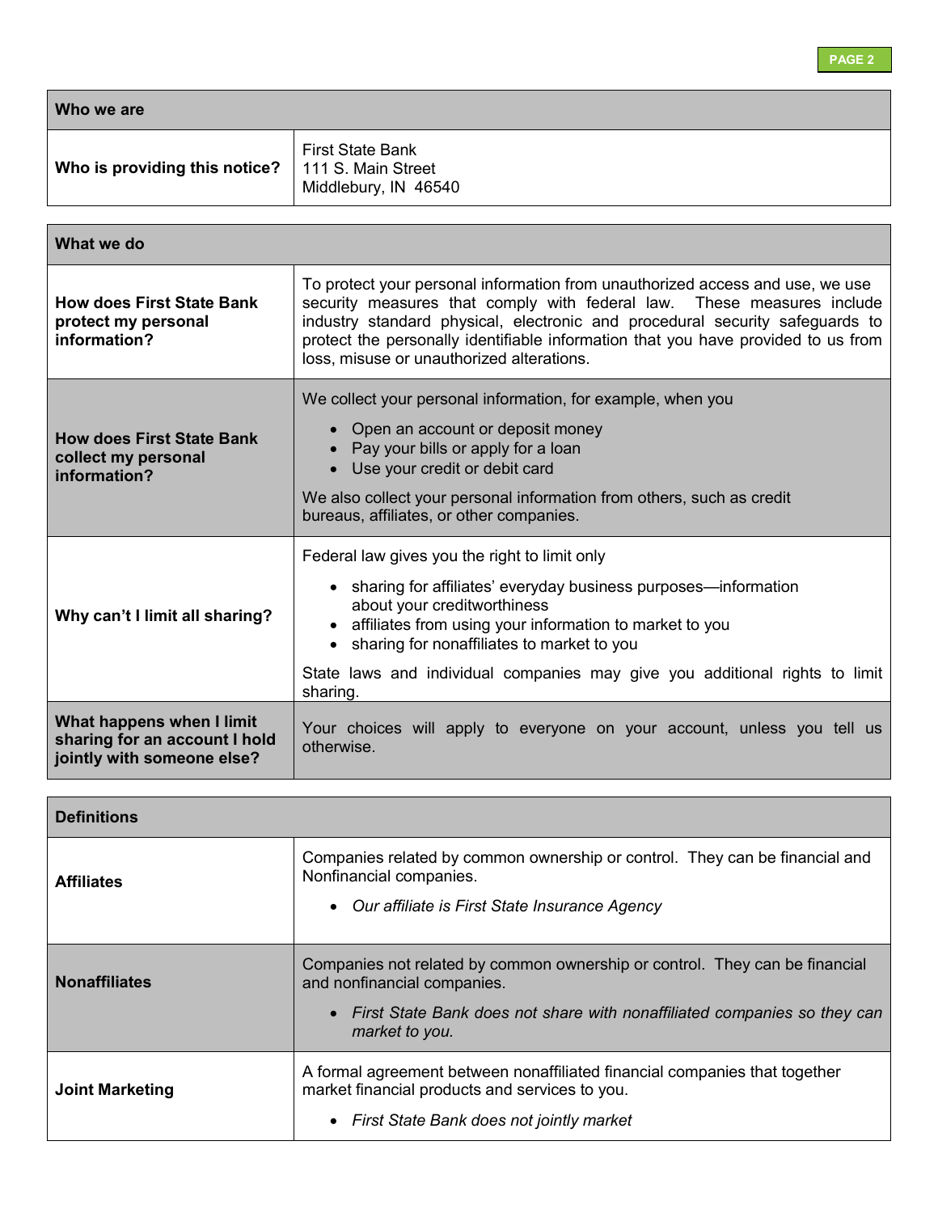| Who we are | |
|---|---|
| **Who is providing this notice?** | First State Bank<br>111 S. Main Street<br>Middlebury, IN 46540 |

| What we do | |
|---|---|
| **How does First State Bank protect my personal information?** | To protect your personal information from unauthorized access and use, we use security measures that comply with federal law. These measures include industry standard physical, electronic and procedural security safeguards to protect the personally identifiable information that you have provided to us from loss, misuse or unauthorized alterations. |
| **How does First State Bank collect my personal information?** | We collect your personal information, for example, when you<br>• Open an account or deposit money<br>• Pay your bills or apply for a loan<br>• Use your credit or debit card<br>We also collect your personal information from others, such as credit bureaus, affiliates, or other companies. |
| **Why can't I limit all sharing?** | Federal law gives you the right to limit only<br>• sharing for affiliates' everyday business purposes—information about your creditworthiness<br>• affiliates from using your information to market to you<br>• sharing for nonaffiliates to market to you<br>State laws and individual companies may give you additional rights to limit sharing. |
| **What happens when I limit sharing for an account I hold jointly with someone else?** | Your choices will apply to everyone on your account, unless you tell us otherwise. |

| Definitions | |
|---|---|
| **Affiliates** | Companies related by common ownership or control. They can be financial and Nonfinancial companies.<br>• *Our affiliate is First State Insurance Agency* |
| **Nonaffiliates** | Companies not related by common ownership or control. They can be financial and nonfinancial companies.<br>• *First State Bank does not share with nonaffiliated companies so they can market to you.* |
| **Joint Marketing** | A formal agreement between nonaffiliated financial companies that together market financial products and services to you.<br>• *First State Bank does not jointly market* |